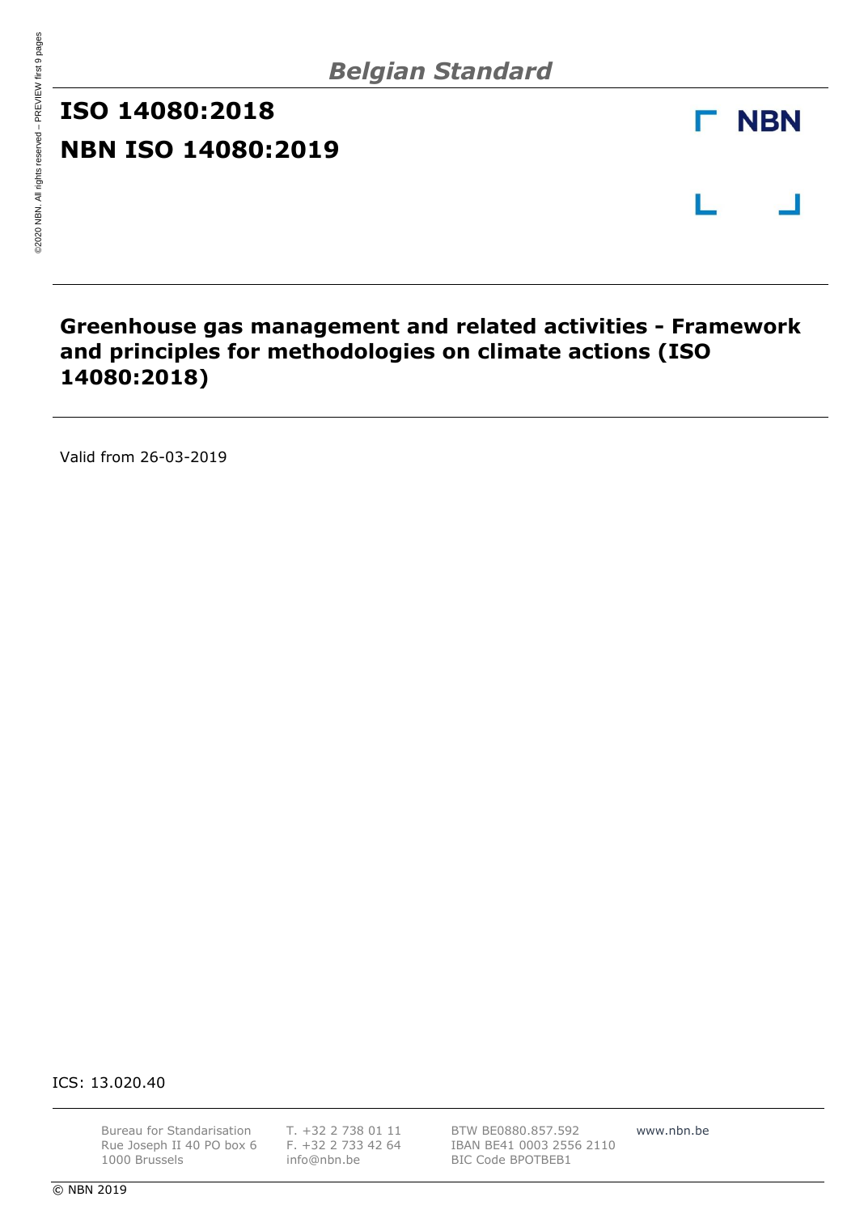*Belgian Standard*

# ISO 14080:2018

# NBN ISO 14080:2019

NBN

## Greenhouse gas management and related activities - Framework and principles for methodologies on climate actions (ISO 14080:2018)

Valid from 26-03-2019

ICS: 13.020.40

Bureau for Standarisation
Rue Joseph II 40 PO box 6
1000 Brussels

T. +32 2 738 01 11
F. +32 2 733 42 64
info@nbn.be

BTW BE0880.857.592
IBAN BE41 0003 2556 2110
BIC Code BPOTBEB1

www.nbn.be

© NBN 2019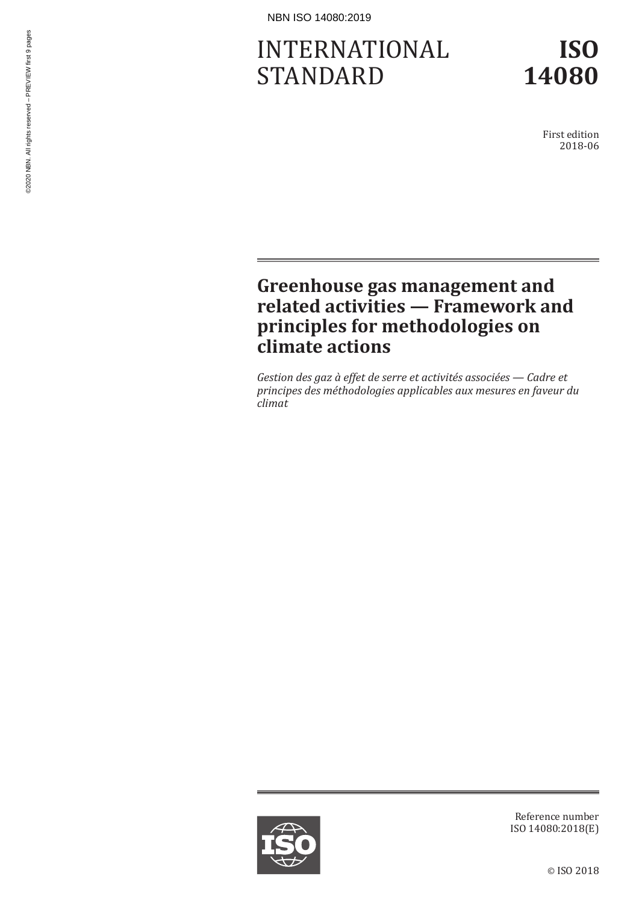# INTERNATIONAL STANDARD

# ISO 14080

First edition
2018-06

## Greenhouse gas management and related activities — Framework and principles for methodologies on climate actions

*Gestion des gaz à effet de serre et activités associées — Cadre et principes des méthodologies applicables aux mesures en faveur du climat*

Reference number
ISO 14080:2018(E)

© ISO 2018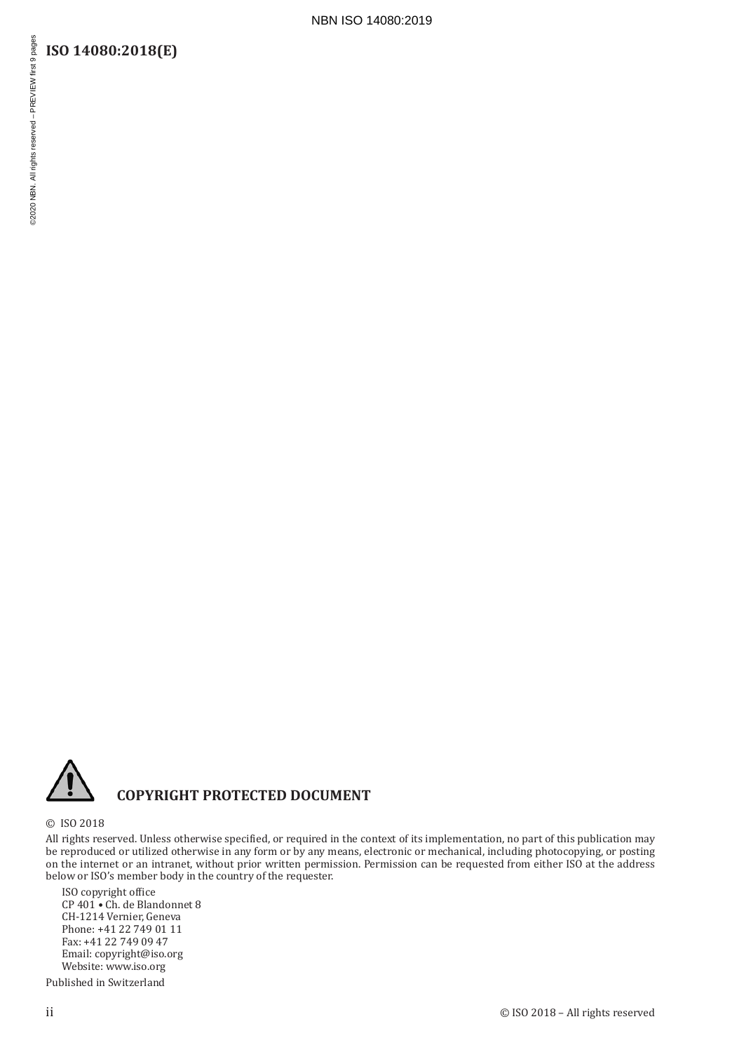**COPYRIGHT PROTECTED DOCUMENT**

© ISO 2018

All rights reserved. Unless otherwise specified, or required in the context of its implementation, no part of this publication may be reproduced or utilized otherwise in any form or by any means, electronic or mechanical, including photocopying, or posting on the internet or an intranet, without prior written permission. Permission can be requested from either ISO at the address below or ISO's member body in the country of the requester.

ISO copyright office
CP 401 • Ch. de Blandonnet 8
CH-1214 Vernier, Geneva
Phone: +41 22 749 01 11
Fax: +41 22 749 09 47
Email: copyright@iso.org
Website: www.iso.org

Published in Switzerland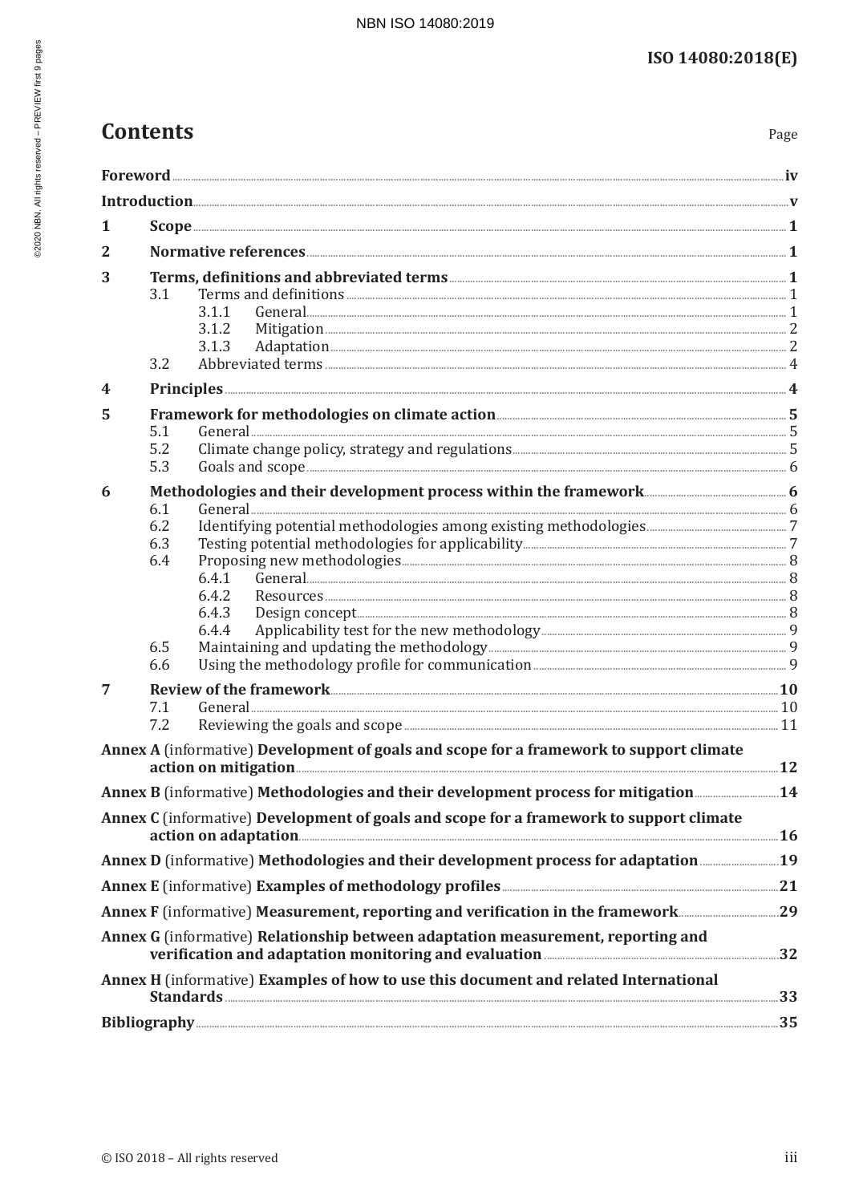# Contents

Page

**Foreword** .......... iv

**Introduction** .......... v

**1 Scope** .......... 1

**2 Normative references** .......... 1

**3 Terms, definitions and abbreviated terms** .......... 1

- 3.1 Terms and definitions .......... 1
  - 3.1.1 General .......... 1
  - 3.1.2 Mitigation .......... 2
  - 3.1.3 Adaptation .......... 2
- 3.2 Abbreviated terms .......... 4

**4 Principles** .......... 4

**5 Framework for methodologies on climate action** .......... 5

- 5.1 General .......... 5
- 5.2 Climate change policy, strategy and regulations .......... 5
- 5.3 Goals and scope .......... 6

**6 Methodologies and their development process within the framework** .......... 6

- 6.1 General .......... 6
- 6.2 Identifying potential methodologies among existing methodologies .......... 7
- 6.3 Testing potential methodologies for applicability .......... 7
- 6.4 Proposing new methodologies .......... 8
  - 6.4.1 General .......... 8
  - 6.4.2 Resources .......... 8
  - 6.4.3 Design concept .......... 8
  - 6.4.4 Applicability test for the new methodology .......... 9
- 6.5 Maintaining and updating the methodology .......... 9
- 6.6 Using the methodology profile for communication .......... 9

**7 Review of the framework** .......... 10

- 7.1 General .......... 10
- 7.2 Reviewing the goals and scope .......... 11

**Annex A** (informative) **Development of goals and scope for a framework to support climate action on mitigation** .......... 12

**Annex B** (informative) **Methodologies and their development process for mitigation** .......... 14

**Annex C** (informative) **Development of goals and scope for a framework to support climate action on adaptation** .......... 16

**Annex D** (informative) **Methodologies and their development process for adaptation** .......... 19

**Annex E** (informative) **Examples of methodology profiles** .......... 21

**Annex F** (informative) **Measurement, reporting and verification in the framework** .......... 29

**Annex G** (informative) **Relationship between adaptation measurement, reporting and verification and adaptation monitoring and evaluation** .......... 32

**Annex H** (informative) **Examples of how to use this document and related International Standards** .......... 33

**Bibliography** .......... 35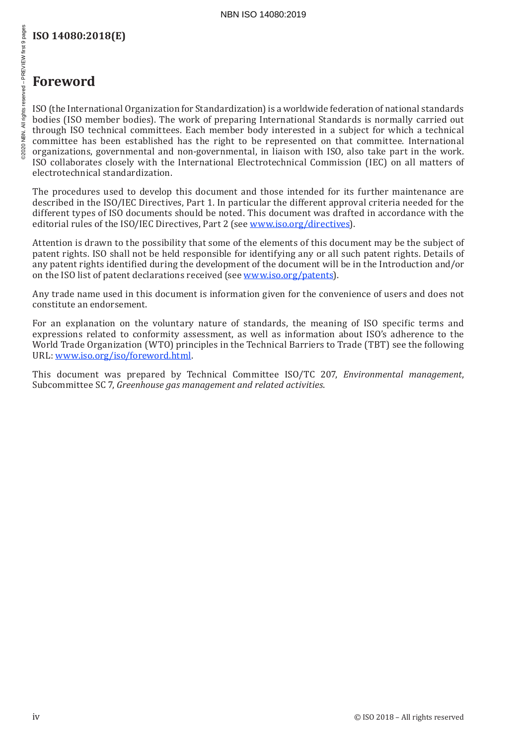# Foreword

ISO (the International Organization for Standardization) is a worldwide federation of national standards bodies (ISO member bodies). The work of preparing International Standards is normally carried out through ISO technical committees. Each member body interested in a subject for which a technical committee has been established has the right to be represented on that committee. International organizations, governmental and non-governmental, in liaison with ISO, also take part in the work. ISO collaborates closely with the International Electrotechnical Commission (IEC) on all matters of electrotechnical standardization.

The procedures used to develop this document and those intended for its further maintenance are described in the ISO/IEC Directives, Part 1. In particular the different approval criteria needed for the different types of ISO documents should be noted. This document was drafted in accordance with the editorial rules of the ISO/IEC Directives, Part 2 (see www.iso.org/directives).

Attention is drawn to the possibility that some of the elements of this document may be the subject of patent rights. ISO shall not be held responsible for identifying any or all such patent rights. Details of any patent rights identified during the development of the document will be in the Introduction and/or on the ISO list of patent declarations received (see www.iso.org/patents).

Any trade name used in this document is information given for the convenience of users and does not constitute an endorsement.

For an explanation on the voluntary nature of standards, the meaning of ISO specific terms and expressions related to conformity assessment, as well as information about ISO's adherence to the World Trade Organization (WTO) principles in the Technical Barriers to Trade (TBT) see the following URL: www.iso.org/iso/foreword.html.

This document was prepared by Technical Committee ISO/TC 207, *Environmental management*, Subcommittee SC 7, *Greenhouse gas management and related activities*.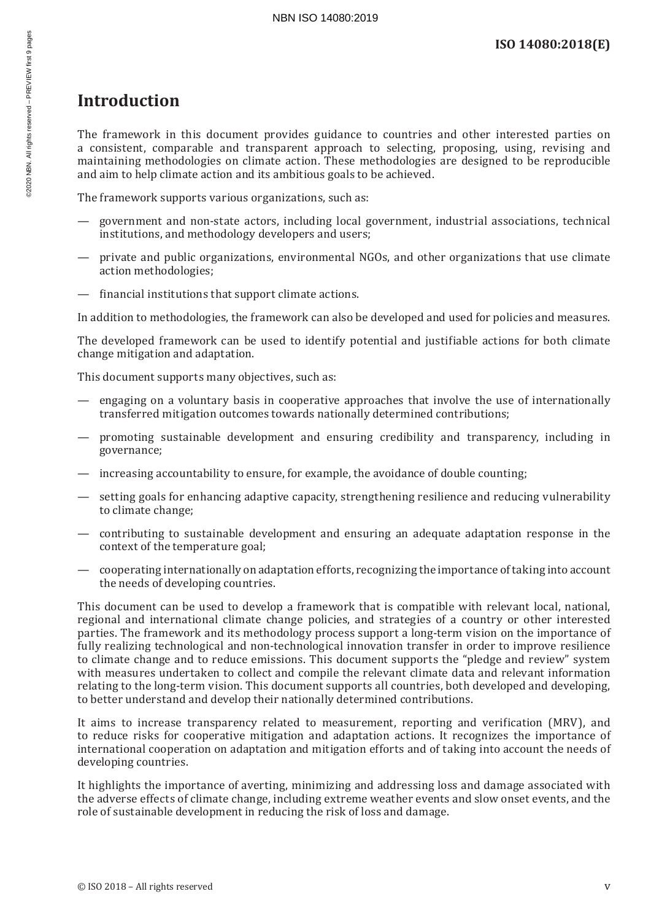# Introduction

The framework in this document provides guidance to countries and other interested parties on a consistent, comparable and transparent approach to selecting, proposing, using, revising and maintaining methodologies on climate action. These methodologies are designed to be reproducible and aim to help climate action and its ambitious goals to be achieved.

The framework supports various organizations, such as:

- government and non-state actors, including local government, industrial associations, technical institutions, and methodology developers and users;
- private and public organizations, environmental NGOs, and other organizations that use climate action methodologies;
- financial institutions that support climate actions.

In addition to methodologies, the framework can also be developed and used for policies and measures.

The developed framework can be used to identify potential and justifiable actions for both climate change mitigation and adaptation.

This document supports many objectives, such as:

- engaging on a voluntary basis in cooperative approaches that involve the use of internationally transferred mitigation outcomes towards nationally determined contributions;
- promoting sustainable development and ensuring credibility and transparency, including in governance;
- increasing accountability to ensure, for example, the avoidance of double counting;
- setting goals for enhancing adaptive capacity, strengthening resilience and reducing vulnerability to climate change;
- contributing to sustainable development and ensuring an adequate adaptation response in the context of the temperature goal;
- cooperating internationally on adaptation efforts, recognizing the importance of taking into account the needs of developing countries.

This document can be used to develop a framework that is compatible with relevant local, national, regional and international climate change policies, and strategies of a country or other interested parties. The framework and its methodology process support a long-term vision on the importance of fully realizing technological and non-technological innovation transfer in order to improve resilience to climate change and to reduce emissions. This document supports the "pledge and review" system with measures undertaken to collect and compile the relevant climate data and relevant information relating to the long-term vision. This document supports all countries, both developed and developing, to better understand and develop their nationally determined contributions.

It aims to increase transparency related to measurement, reporting and verification (MRV), and to reduce risks for cooperative mitigation and adaptation actions. It recognizes the importance of international cooperation on adaptation and mitigation efforts and of taking into account the needs of developing countries.

It highlights the importance of averting, minimizing and addressing loss and damage associated with the adverse effects of climate change, including extreme weather events and slow onset events, and the role of sustainable development in reducing the risk of loss and damage.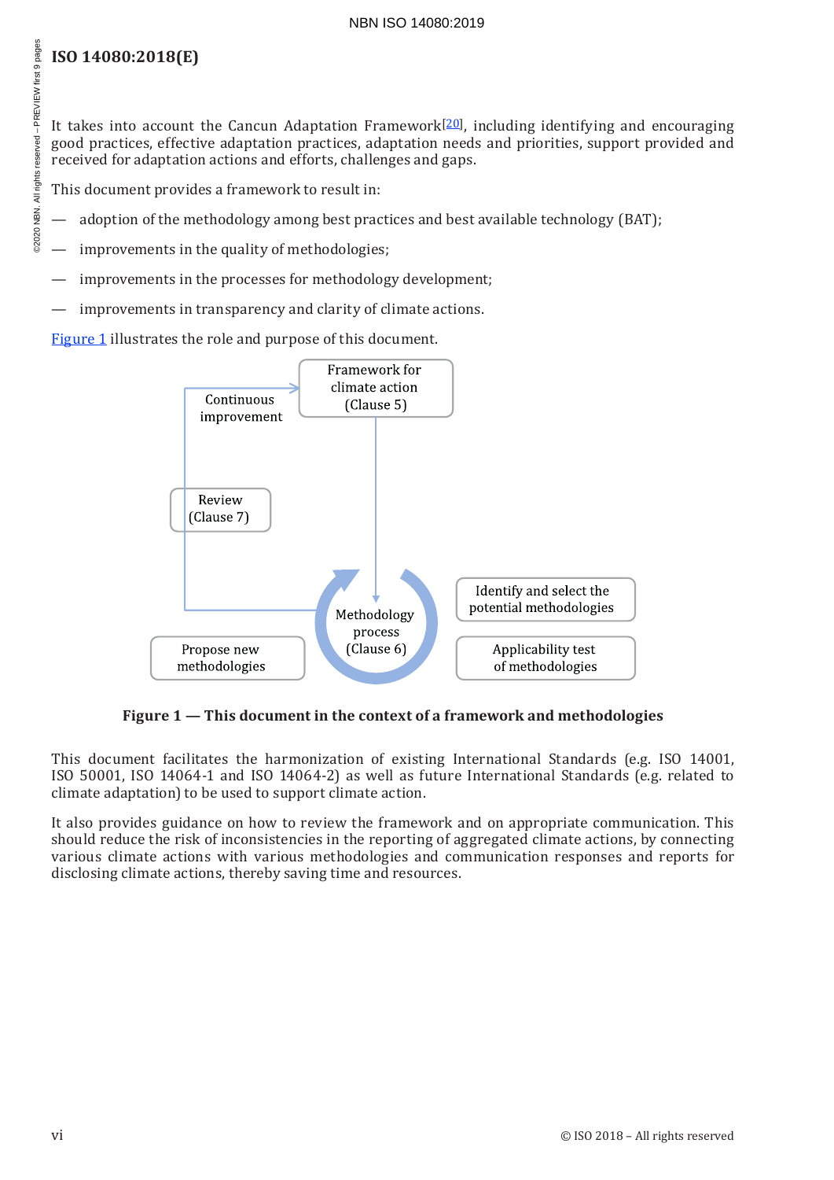It takes into account the Cancun Adaptation Framework[20], including identifying and encouraging good practices, effective adaptation practices, adaptation needs and priorities, support provided and received for adaptation actions and efforts, challenges and gaps.

This document provides a framework to result in:

— adoption of the methodology among best practices and best available technology (BAT);

— improvements in the quality of methodologies;

— improvements in the processes for methodology development;

— improvements in transparency and clarity of climate actions.

Figure 1 illustrates the role and purpose of this document.

Framework for climate action (Clause 5)

Continuous improvement

Review (Clause 7)

Methodology process (Clause 6)

Identify and select the potential methodologies

Applicability test of methodologies

Propose new methodologies

**Figure 1 — This document in the context of a framework and methodologies**

This document facilitates the harmonization of existing International Standards (e.g. ISO 14001, ISO 50001, ISO 14064-1 and ISO 14064-2) as well as future International Standards (e.g. related to climate adaptation) to be used to support climate action.

It also provides guidance on how to review the framework and on appropriate communication. This should reduce the risk of inconsistencies in the reporting of aggregated climate actions, by connecting various climate actions with various methodologies and communication responses and reports for disclosing climate actions, thereby saving time and resources.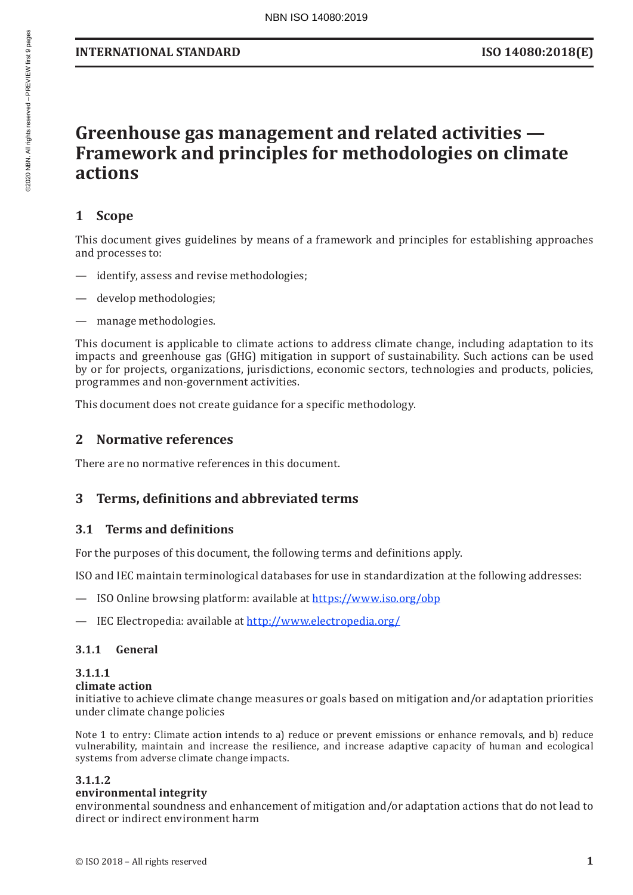# Greenhouse gas management and related activities — Framework and principles for methodologies on climate actions

## 1 Scope

This document gives guidelines by means of a framework and principles for establishing approaches and processes to:

- identify, assess and revise methodologies;
- develop methodologies;
- manage methodologies.

This document is applicable to climate actions to address climate change, including adaptation to its impacts and greenhouse gas (GHG) mitigation in support of sustainability. Such actions can be used by or for projects, organizations, jurisdictions, economic sectors, technologies and products, policies, programmes and non-government activities.

This document does not create guidance for a specific methodology.

## 2 Normative references

There are no normative references in this document.

## 3 Terms, definitions and abbreviated terms

### 3.1 Terms and definitions

For the purposes of this document, the following terms and definitions apply.

ISO and IEC maintain terminological databases for use in standardization at the following addresses:

- ISO Online browsing platform: available at https://www.iso.org/obp
- IEC Electropedia: available at http://www.electropedia.org/

#### 3.1.1 General

**3.1.1.1**
**climate action**
initiative to achieve climate change measures or goals based on mitigation and/or adaptation priorities under climate change policies

Note 1 to entry: Climate action intends to a) reduce or prevent emissions or enhance removals, and b) reduce vulnerability, maintain and increase the resilience, and increase adaptive capacity of human and ecological systems from adverse climate change impacts.

**3.1.1.2**
**environmental integrity**
environmental soundness and enhancement of mitigation and/or adaptation actions that do not lead to direct or indirect environment harm